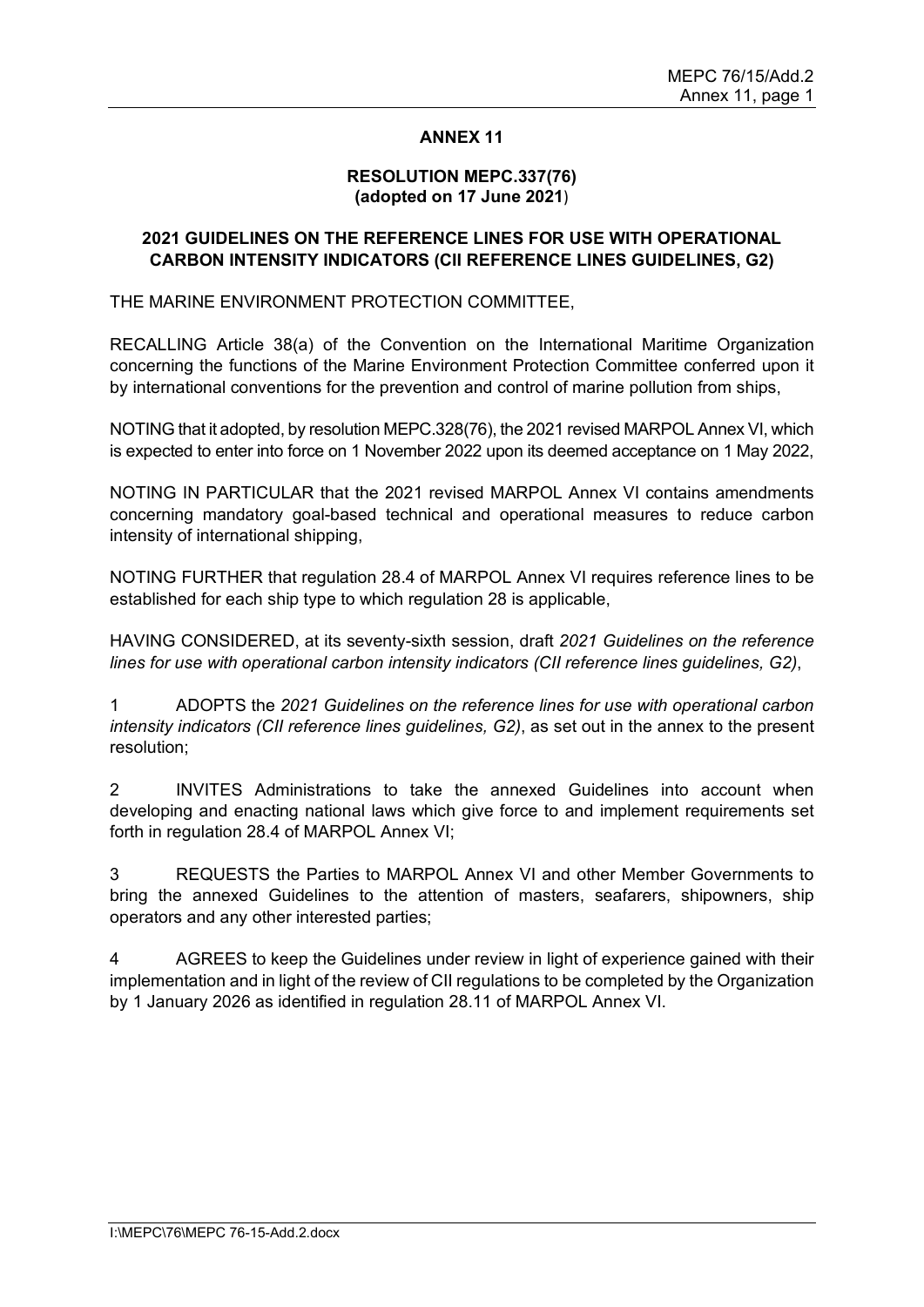# ANNEX 11

## RESOLUTION MEPC.337(76) (adopted on 17 June 2021)

## 2021 GUIDELINES ON THE REFERENCE LINES FOR USE WITH OPERATIONAL CARBON INTENSITY INDICATORS (CII REFERENCE LINES GUIDELINES, G2)

THE MARINE ENVIRONMENT PROTECTION COMMITTEE,

RECALLING Article 38(a) of the Convention on the International Maritime Organization concerning the functions of the Marine Environment Protection Committee conferred upon it by international conventions for the prevention and control of marine pollution from ships,

NOTING that it adopted, by resolution MEPC.328(76), the 2021 revised MARPOL Annex VI, which is expected to enter into force on 1 November 2022 upon its deemed acceptance on 1 May 2022,

NOTING IN PARTICULAR that the 2021 revised MARPOL Annex VI contains amendments concerning mandatory goal-based technical and operational measures to reduce carbon intensity of international shipping,

NOTING FURTHER that regulation 28.4 of MARPOL Annex VI requires reference lines to be established for each ship type to which regulation 28 is applicable,

HAVING CONSIDERED, at its seventy-sixth session, draft *2021 Guidelines on the reference lines for use with operational carbon intensity indicators (CII reference lines guidelines, G2)*,

1 ADOPTS the *2021 Guidelines on the reference lines for use with operational carbon intensity indicators (CII reference lines guidelines, G2)*, as set out in the annex to the present resolution;

2 INVITES Administrations to take the annexed Guidelines into account when developing and enacting national laws which give force to and implement requirements set forth in regulation 28.4 of MARPOL Annex VI;

3 REQUESTS the Parties to MARPOL Annex VI and other Member Governments to bring the annexed Guidelines to the attention of masters, seafarers, shipowners, ship operators and any other interested parties;

4 AGREES to keep the Guidelines under review in light of experience gained with their implementation and in light of the review of CII regulations to be completed by the Organization by 1 January 2026 as identified in regulation 28.11 of MARPOL Annex VI.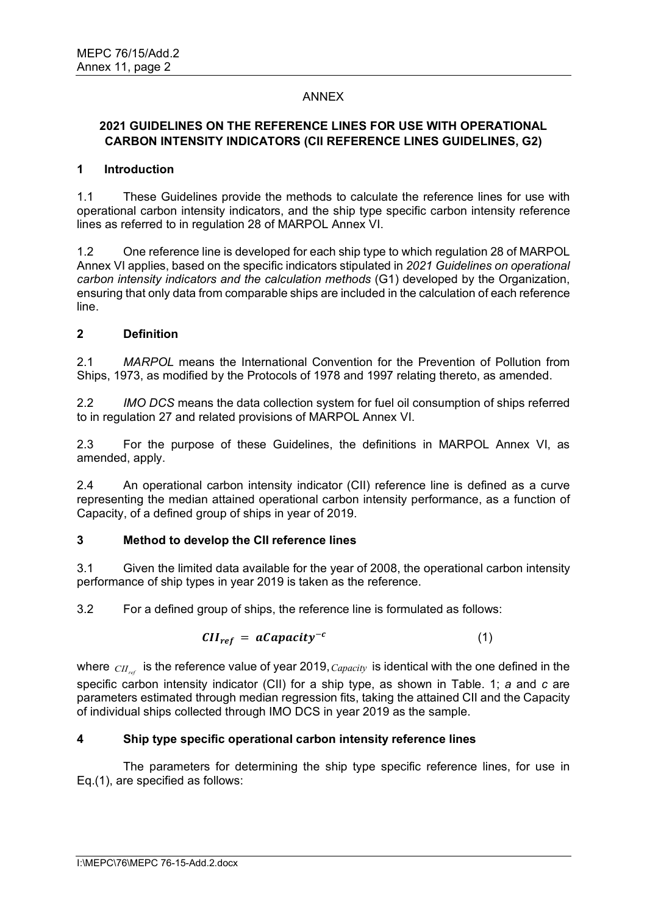ANNEX

## 2021 GUIDELINES ON THE REFERENCE LINES FOR USE WITH OPERATIONAL CARBON INTENSITY INDICATORS (CII REFERENCE LINES GUIDELINES, G2)

### 1 Introduction

1.1 These Guidelines provide the methods to calculate the reference lines for use with operational carbon intensity indicators, and the ship type specific carbon intensity reference lines as referred to in regulation 28 of MARPOL Annex VI.

1.2 One reference line is developed for each ship type to which regulation 28 of MARPOL Annex VI applies, based on the specific indicators stipulated in *2021 Guidelines on operational carbon intensity indicators and the calculation methods* (G1) developed by the Organization, ensuring that only data from comparable ships are included in the calculation of each reference line.

### 2 Definition

2.1 *MARPOL* means the International Convention for the Prevention of Pollution from Ships, 1973, as modified by the Protocols of 1978 and 1997 relating thereto, as amended.

2.2 *IMO DCS* means the data collection system for fuel oil consumption of ships referred to in regulation 27 and related provisions of MARPOL Annex VI.

2.3 For the purpose of these Guidelines, the definitions in MARPOL Annex VI, as amended, apply.

2.4 An operational carbon intensity indicator (CII) reference line is defined as a curve representing the median attained operational carbon intensity performance, as a function of Capacity, of a defined group of ships in year of 2019.

### 3 Method to develop the CII reference lines

3.1 Given the limited data available for the year of 2008, the operational carbon intensity performance of ship types in year 2019 is taken as the reference.

3.2 For a defined group of ships, the reference line is formulated as follows:

$$CII_{ref} = aCapacity^{-c} \tag{1}$$

where $CII_{ref}$ is the reference value of year 2019, $Capacity$ is identical with the one defined in the specific carbon intensity indicator (CII) for a ship type, as shown in Table. 1; *a* and *c* are parameters estimated through median regression fits, taking the attained CII and the Capacity of individual ships collected through IMO DCS in year 2019 as the sample.

### 4 Ship type specific operational carbon intensity reference lines

The parameters for determining the ship type specific reference lines, for use in Eq.(1), are specified as follows: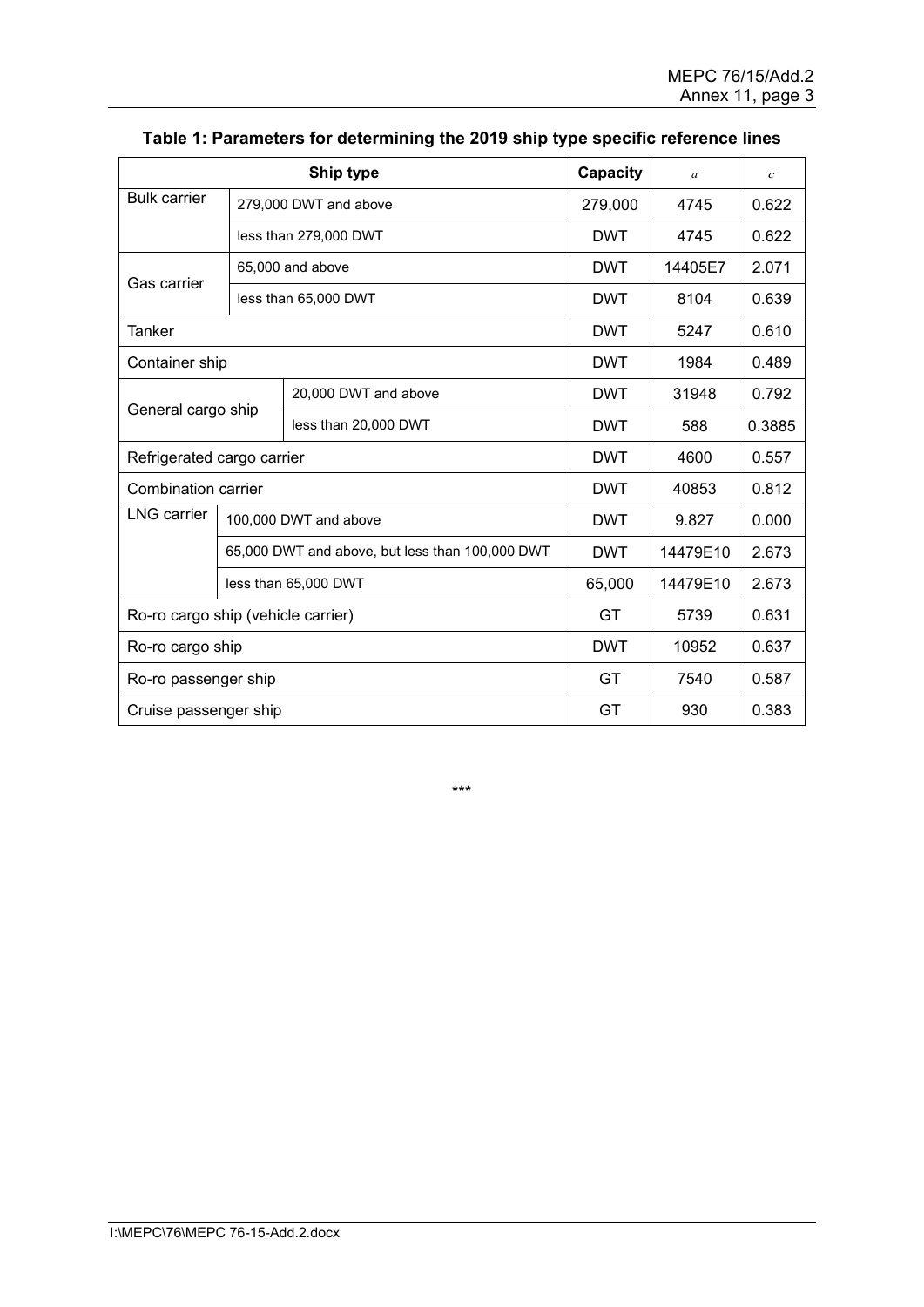**Table 1: Parameters for determining the 2019 ship type specific reference lines**

| Ship type | | Capacity | $a$ | $c$ |
|---|---|---|---|---|
| Bulk carrier | 279,000 DWT and above | 279,000 | 4745 | 0.622 |
| | less than 279,000 DWT | DWT | 4745 | 0.622 |
| Gas carrier | 65,000 and above | DWT | 14405E7 | 2.071 |
| | less than 65,000 DWT | DWT | 8104 | 0.639 |
| Tanker | | DWT | 5247 | 0.610 |
| Container ship | | DWT | 1984 | 0.489 |
| General cargo ship | 20,000 DWT and above | DWT | 31948 | 0.792 |
| | less than 20,000 DWT | DWT | 588 | 0.3885 |
| Refrigerated cargo carrier | | DWT | 4600 | 0.557 |
| Combination carrier | | DWT | 40853 | 0.812 |
| LNG carrier | 100,000 DWT and above | DWT | 9.827 | 0.000 |
| | 65,000 DWT and above, but less than 100,000 DWT | DWT | 14479E10 | 2.673 |
| | less than 65,000 DWT | 65,000 | 14479E10 | 2.673 |
| Ro-ro cargo ship (vehicle carrier) | | GT | 5739 | 0.631 |
| Ro-ro cargo ship | | DWT | 10952 | 0.637 |
| Ro-ro passenger ship | | GT | 7540 | 0.587 |
| Cruise passenger ship | | GT | 930 | 0.383 |

***